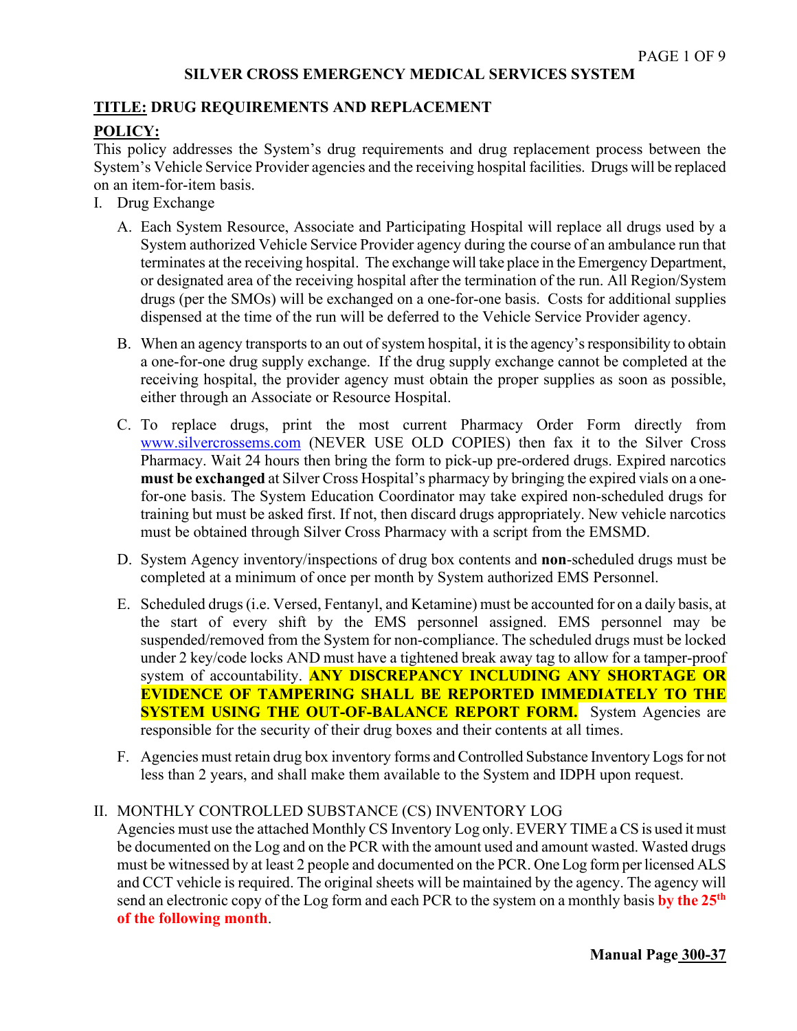# SILVER CROSS EMERGENCY MEDICAL SERVICES SYSTEM

## TITLE: DRUG REQUIREMENTS AND REPLACEMENT

## POLICY:

This policy addresses the System's drug requirements and drug replacement process between the System's Vehicle Service Provider agencies and the receiving hospital facilities. Drugs will be replaced on an item-for-item basis.

I. Drug Exchange

A. Each System Resource, Associate and Participating Hospital will replace all drugs used by a System authorized Vehicle Service Provider agency during the course of an ambulance run that terminates at the receiving hospital. The exchange will take place in the Emergency Department, or designated area of the receiving hospital after the termination of the run. All Region/System drugs (per the SMOs) will be exchanged on a one-for-one basis. Costs for additional supplies dispensed at the time of the run will be deferred to the Vehicle Service Provider agency.

B. When an agency transports to an out of system hospital, it is the agency's responsibility to obtain a one-for-one drug supply exchange. If the drug supply exchange cannot be completed at the receiving hospital, the provider agency must obtain the proper supplies as soon as possible, either through an Associate or Resource Hospital.

C. To replace drugs, print the most current Pharmacy Order Form directly from www.silvercrossems.com (NEVER USE OLD COPIES) then fax it to the Silver Cross Pharmacy. Wait 24 hours then bring the form to pick-up pre-ordered drugs. Expired narcotics **must be exchanged** at Silver Cross Hospital's pharmacy by bringing the expired vials on a one-for-one basis. The System Education Coordinator may take expired non-scheduled drugs for training but must be asked first. If not, then discard drugs appropriately. New vehicle narcotics must be obtained through Silver Cross Pharmacy with a script from the EMSMD.

D. System Agency inventory/inspections of drug box contents and **non**-scheduled drugs must be completed at a minimum of once per month by System authorized EMS Personnel.

E. Scheduled drugs (i.e. Versed, Fentanyl, and Ketamine) must be accounted for on a daily basis, at the start of every shift by the EMS personnel assigned. EMS personnel may be suspended/removed from the System for non-compliance. The scheduled drugs must be locked under 2 key/code locks AND must have a tightened break away tag to allow for a tamper-proof system of accountability. **ANY DISCREPANCY INCLUDING ANY SHORTAGE OR EVIDENCE OF TAMPERING SHALL BE REPORTED IMMEDIATELY TO THE SYSTEM USING THE OUT-OF-BALANCE REPORT FORM.** System Agencies are responsible for the security of their drug boxes and their contents at all times.

F. Agencies must retain drug box inventory forms and Controlled Substance Inventory Logs for not less than 2 years, and shall make them available to the System and IDPH upon request.

II. MONTHLY CONTROLLED SUBSTANCE (CS) INVENTORY LOG

Agencies must use the attached Monthly CS Inventory Log only. EVERY TIME a CS is used it must be documented on the Log and on the PCR with the amount used and amount wasted. Wasted drugs must be witnessed by at least 2 people and documented on the PCR. One Log form per licensed ALS and CCT vehicle is required. The original sheets will be maintained by the agency. The agency will send an electronic copy of the Log form and each PCR to the system on a monthly basis **by the 25th of the following month**.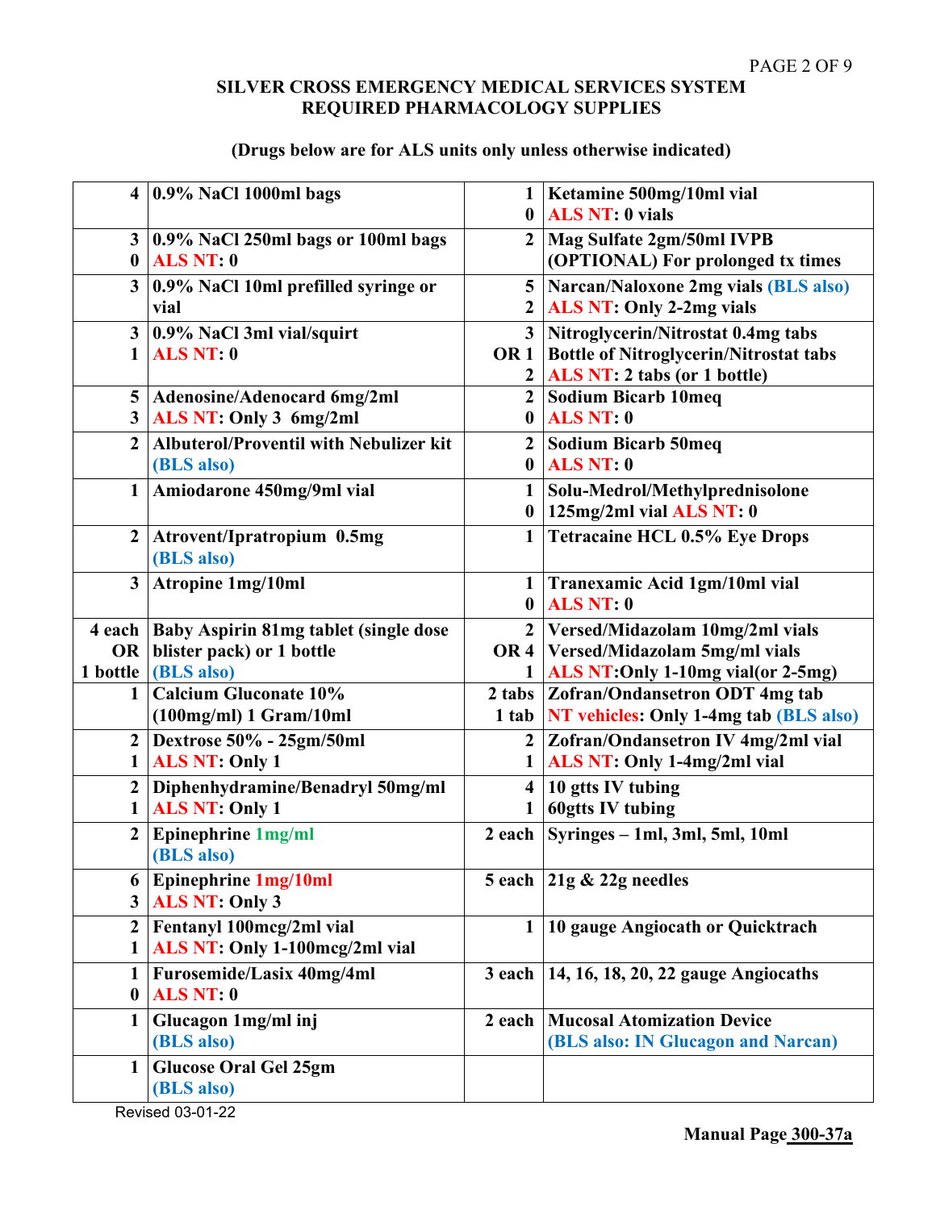## SILVER CROSS EMERGENCY MEDICAL SERVICES SYSTEM
## REQUIRED PHARMACOLOGY SUPPLIES

**(Drugs below are for ALS units only unless otherwise indicated)**

| Qty | Item | Qty | Item |
|---|---|---|---|
| 4 | **0.9% NaCl 1000ml bags** | 1<br>0 | **Ketamine 500mg/10ml vial**<br>**ALS NT: 0 vials** |
| 3<br>0 | **0.9% NaCl 250ml bags or 100ml bags**<br>**ALS NT: 0** | 2 | **Mag Sulfate 2gm/50ml IVPB (OPTIONAL) For prolonged tx times** |
| 3 | **0.9% NaCl 10ml prefilled syringe or vial** | 5<br>2 | **Narcan/Naloxone 2mg vials (BLS also)**<br>**ALS NT: Only 2-2mg vials** |
| 3<br>1 | **0.9% NaCl 3ml vial/squirt**<br>**ALS NT: 0** | 3<br>OR 1<br>2 | **Nitroglycerin/Nitrostat 0.4mg tabs**<br>**Bottle of Nitroglycerin/Nitrostat tabs**<br>**ALS NT: 2 tabs (or 1 bottle)** |
| 5<br>3 | **Adenosine/Adenocard 6mg/2ml**<br>**ALS NT: Only 3 6mg/2ml** | 2<br>0 | **Sodium Bicarb 10meq**<br>**ALS NT: 0** |
| 2 | **Albuterol/Proventil with Nebulizer kit (BLS also)** | 2<br>0 | **Sodium Bicarb 50meq**<br>**ALS NT: 0** |
| 1 | **Amiodarone 450mg/9ml vial** | 1<br>0 | **Solu-Medrol/Methylprednisolone 125mg/2ml vial ALS NT: 0** |
| 2 | **Atrovent/Ipratropium 0.5mg (BLS also)** | 1 | **Tetracaine HCL 0.5% Eye Drops** |
| 3 | **Atropine 1mg/10ml** | 1<br>0 | **Tranexamic Acid 1gm/10ml vial**<br>**ALS NT: 0** |
| 4 each<br>OR<br>1 bottle | **Baby Aspirin 81mg tablet (single dose blister pack) or 1 bottle (BLS also)** | 2<br>OR 4<br>1 | **Versed/Midazolam 10mg/2ml vials**<br>**Versed/Midazolam 5mg/ml vials**<br>**ALS NT:Only 1-10mg vial(or 2-5mg)** |
| 1 | **Calcium Gluconate 10% (100mg/ml) 1 Gram/10ml** | 2 tabs<br>1 tab | **Zofran/Ondansetron ODT 4mg tab**<br>**NT vehicles: Only 1-4mg tab (BLS also)** |
| 2<br>1 | **Dextrose 50% - 25gm/50ml**<br>**ALS NT: Only 1** | 2<br>1 | **Zofran/Ondansetron IV 4mg/2ml vial**<br>**ALS NT: Only 1-4mg/2ml vial** |
| 2<br>1 | **Diphenhydramine/Benadryl 50mg/ml**<br>**ALS NT: Only 1** | 4<br>1 | **10 gtts IV tubing**<br>**60gtts IV tubing** |
| 2 | **Epinephrine 1mg/ml (BLS also)** | 2 each | **Syringes – 1ml, 3ml, 5ml, 10ml** |
| 6<br>3 | **Epinephrine 1mg/10ml**<br>**ALS NT: Only 3** | 5 each | **21g & 22g needles** |
| 2<br>1 | **Fentanyl 100mcg/2ml vial**<br>**ALS NT: Only 1-100mcg/2ml vial** | 1 | **10 gauge Angiocath or Quicktrach** |
| 1<br>0 | **Furosemide/Lasix 40mg/4ml**<br>**ALS NT: 0** | 3 each | **14, 16, 18, 20, 22 gauge Angiocaths** |
| 1 | **Glucagon 1mg/ml inj (BLS also)** | 2 each | **Mucosal Atomization Device (BLS also: IN Glucagon and Narcan)** |
| 1 | **Glucose Oral Gel 25gm (BLS also)** | | |

Revised 03-01-22

**Manual Page 300-37a**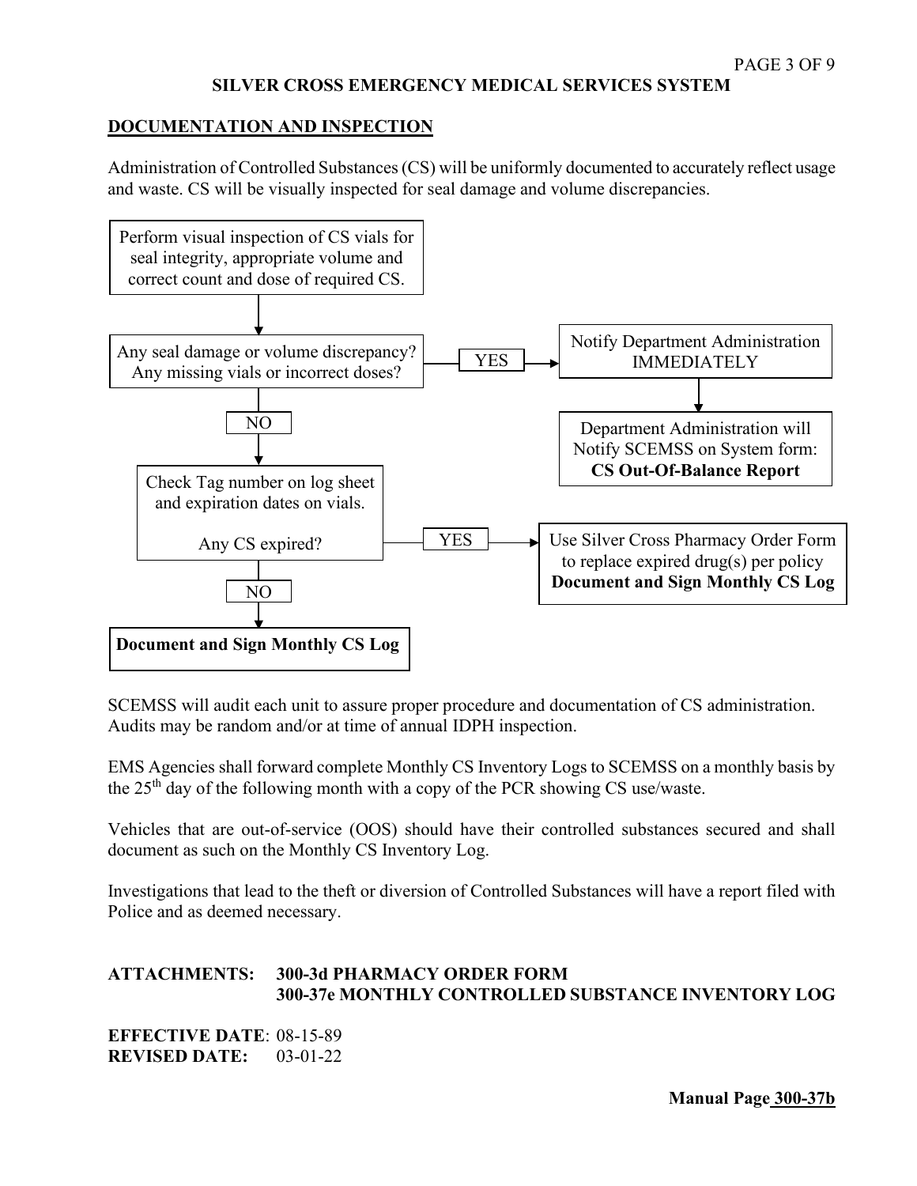## DOCUMENTATION AND INSPECTION

Administration of Controlled Substances (CS) will be uniformly documented to accurately reflect usage and waste. CS will be visually inspected for seal damage and volume discrepancies.

Perform visual inspection of CS vials for seal integrity, appropriate volume and correct count and dose of required CS.

↓

Any seal damage or volume discrepancy? Any missing vials or incorrect doses?

- **YES** → Notify Department Administration IMMEDIATELY → Department Administration will Notify SCEMSS on System form: **CS Out-Of-Balance Report**
- **NO** ↓

Check Tag number on log sheet and expiration dates on vials.

Any CS expired?

- **YES** → Use Silver Cross Pharmacy Order Form to replace expired drug(s) per policy **Document and Sign Monthly CS Log**
- **NO** ↓

**Document and Sign Monthly CS Log**

SCEMSS will audit each unit to assure proper procedure and documentation of CS administration. Audits may be random and/or at time of annual IDPH inspection.

EMS Agencies shall forward complete Monthly CS Inventory Logs to SCEMSS on a monthly basis by the 25th day of the following month with a copy of the PCR showing CS use/waste.

Vehicles that are out-of-service (OOS) should have their controlled substances secured and shall document as such on the Monthly CS Inventory Log.

Investigations that lead to the theft or diversion of Controlled Substances will have a report filed with Police and as deemed necessary.

**ATTACHMENTS:** **300-3d PHARMACY ORDER FORM**
**300-37e MONTHLY CONTROLLED SUBSTANCE INVENTORY LOG**

**EFFECTIVE DATE**: 08-15-89
**REVISED DATE:** 03-01-22

**Manual Page 300-37b**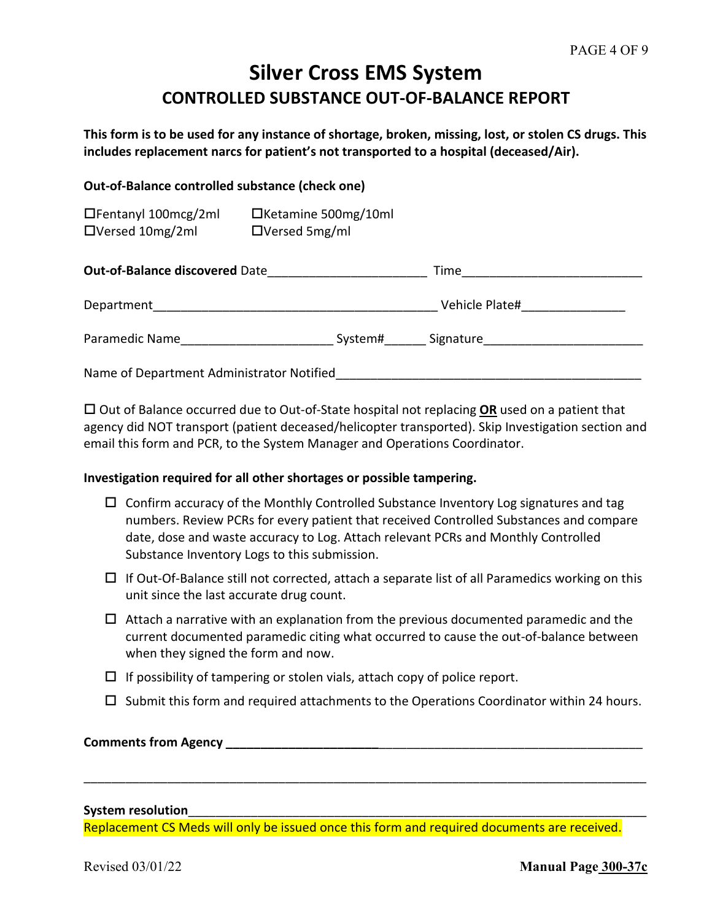# Silver Cross EMS System

## CONTROLLED SUBSTANCE OUT-OF-BALANCE REPORT

**This form is to be used for any instance of shortage, broken, missing, lost, or stolen CS drugs. This includes replacement narcs for patient's not transported to a hospital (deceased/Air).**

**Out-of-Balance controlled substance (check one)**

☐Fentanyl 100mcg/2ml ☐Ketamine 500mg/10ml
☐Versed 10mg/2ml ☐Versed 5mg/ml

**Out-of-Balance discovered** Date______________________ Time__________________________

Department__________________________________________ Vehicle Plate#_______________

Paramedic Name______________________ System#______ Signature_______________________

Name of Department Administrator Notified____________________________________________

☐ Out of Balance occurred due to Out-of-State hospital not replacing **OR** used on a patient that agency did NOT transport (patient deceased/helicopter transported). Skip Investigation section and email this form and PCR, to the System Manager and Operations Coordinator.

**Investigation required for all other shortages or possible tampering.**

- ☐ Confirm accuracy of the Monthly Controlled Substance Inventory Log signatures and tag numbers. Review PCRs for every patient that received Controlled Substances and compare date, dose and waste accuracy to Log. Attach relevant PCRs and Monthly Controlled Substance Inventory Logs to this submission.
- ☐ If Out-Of-Balance still not corrected, attach a separate list of all Paramedics working on this unit since the last accurate drug count.
- ☐ Attach a narrative with an explanation from the previous documented paramedic and the current documented paramedic citing what occurred to cause the out-of-balance between when they signed the form and now.
- ☐ If possibility of tampering or stolen vials, attach copy of police report.
- ☐ Submit this form and required attachments to the Operations Coordinator within 24 hours.

**Comments from Agency** ______________________________________________________________

______________________________________________________________________________

**System resolution**__________________________________________________________________

Replacement CS Meds will only be issued once this form and required documents are received.

Revised 03/01/22

**Manual Page 300-37c**